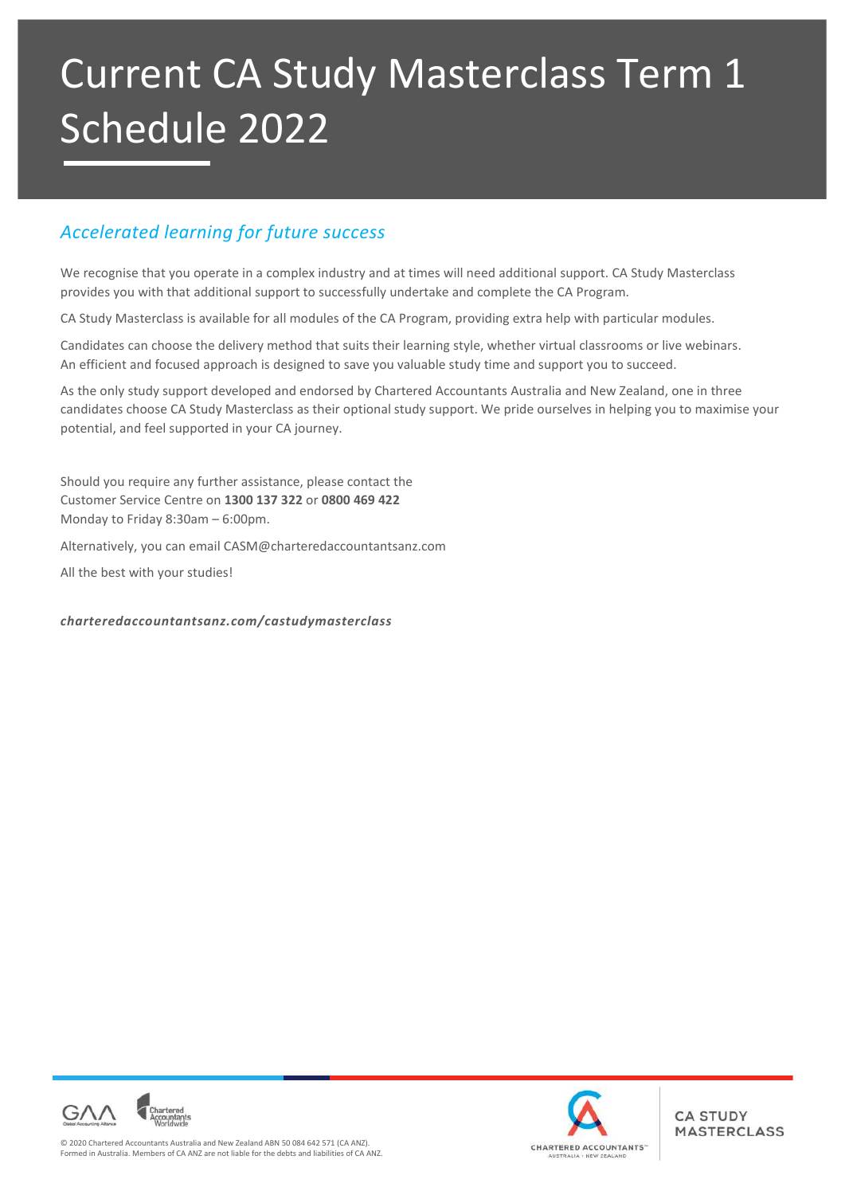# Current CA Study Masterclass Term 1 Schedule 2022

## *Accelerated learning for future success*

We recognise that you operate in a complex industry and at times will need additional support. CA Study Masterclass provides you with that additional support to successfully undertake and complete the CA Program.

CA Study Masterclass is available for all modules of the CA Program, providing extra help with particular modules.

Candidates can choose the delivery method that suits their learning style, whether virtual classrooms or live webinars. An efficient and focused approach is designed to save you valuable study time and support you to succeed.

As the only study support developed and endorsed by Chartered Accountants Australia and New Zealand, one in three candidates choose CA Study Masterclass as their optional study support. We pride ourselves in helping you to maximise your potential, and feel supported in your CA journey.

Should you require any further assistance, please contact the Customer Service Centre on **1300 137 322** or **0800 469 422** Monday to Friday 8:30am – 6:00pm.

Alternatively, you can email CASM@charteredaccountantsanz.com

All the best with your studies!

***charteredaccountantsanz.com/castudymasterclass***

© 2020 Chartered Accountants Australia and New Zealand ABN 50 084 642 571 (CA ANZ). Formed in Australia. Members of CA ANZ are not liable for the debts and liabilities of CA ANZ.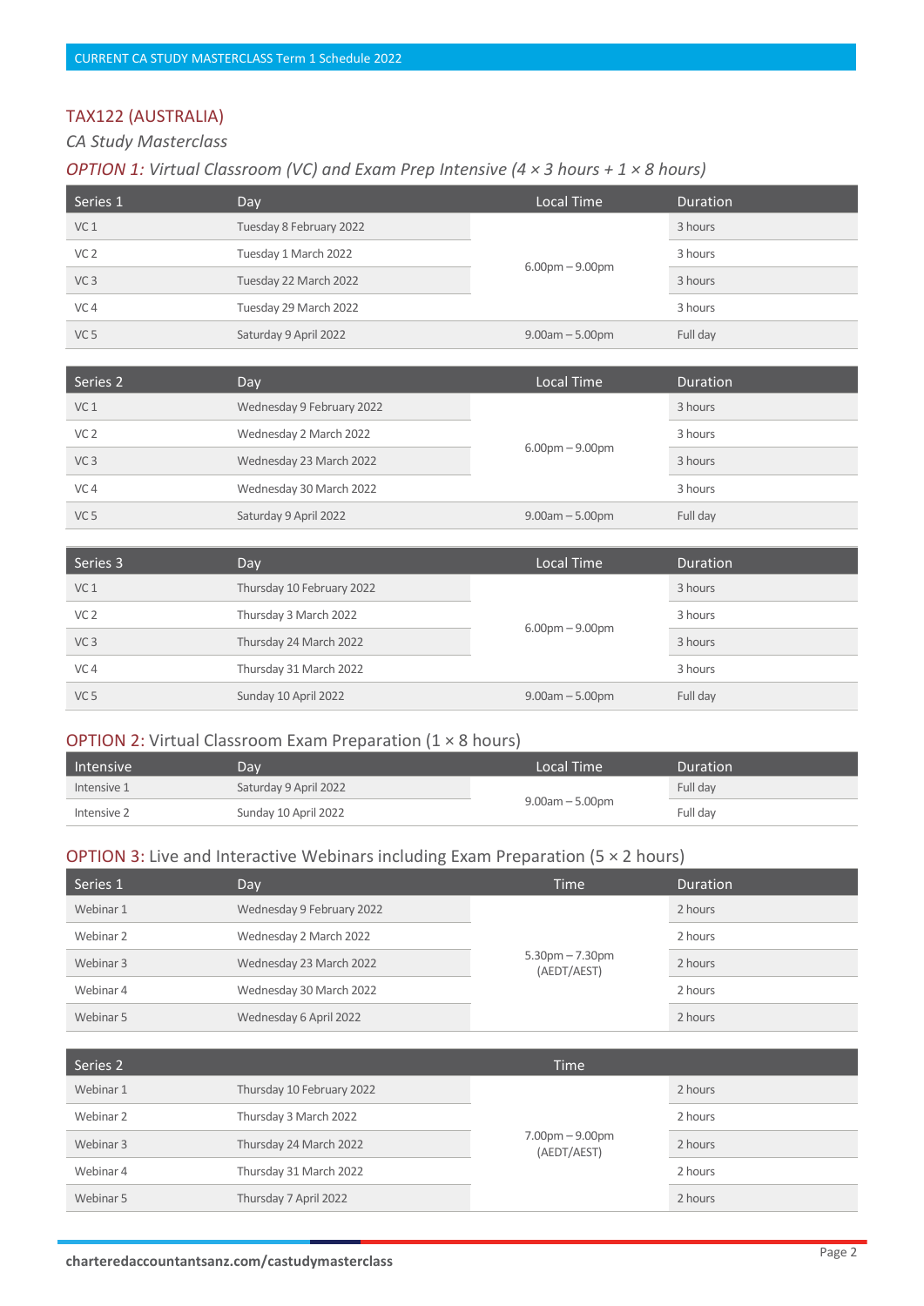## TAX122 (AUSTRALIA)

*CA Study Masterclass*

### *OPTION 1: Virtual Classroom (VC) and Exam Prep Intensive (4 × 3 hours + 1 × 8 hours)*

| Series 1 | Day | Local Time | Duration |
|---|---|---|---|
| VC 1 | Tuesday 8 February 2022 | 6.00pm – 9.00pm | 3 hours |
| VC 2 | Tuesday 1 March 2022 | | 3 hours |
| VC 3 | Tuesday 22 March 2022 | | 3 hours |
| VC 4 | Tuesday 29 March 2022 | | 3 hours |
| VC 5 | Saturday 9 April 2022 | 9.00am – 5.00pm | Full day |

| Series 2 | Day | Local Time | Duration |
|---|---|---|---|
| VC 1 | Wednesday 9 February 2022 | 6.00pm – 9.00pm | 3 hours |
| VC 2 | Wednesday 2 March 2022 | | 3 hours |
| VC 3 | Wednesday 23 March 2022 | | 3 hours |
| VC 4 | Wednesday 30 March 2022 | | 3 hours |
| VC 5 | Saturday 9 April 2022 | 9.00am – 5.00pm | Full day |

| Series 3 | Day | Local Time | Duration |
|---|---|---|---|
| VC 1 | Thursday 10 February 2022 | 6.00pm – 9.00pm | 3 hours |
| VC 2 | Thursday 3 March 2022 | | 3 hours |
| VC 3 | Thursday 24 March 2022 | | 3 hours |
| VC 4 | Thursday 31 March 2022 | | 3 hours |
| VC 5 | Sunday 10 April 2022 | 9.00am – 5.00pm | Full day |

### OPTION 2: Virtual Classroom Exam Preparation (1 × 8 hours)

| Intensive | Day | Local Time | Duration |
|---|---|---|---|
| Intensive 1 | Saturday 9 April 2022 | 9.00am – 5.00pm | Full day |
| Intensive 2 | Sunday 10 April 2022 | | Full day |

### OPTION 3: Live and Interactive Webinars including Exam Preparation (5 × 2 hours)

| Series 1 | Day | Time | Duration |
|---|---|---|---|
| Webinar 1 | Wednesday 9 February 2022 | 5.30pm – 7.30pm (AEDT/AEST) | 2 hours |
| Webinar 2 | Wednesday 2 March 2022 | | 2 hours |
| Webinar 3 | Wednesday 23 March 2022 | | 2 hours |
| Webinar 4 | Wednesday 30 March 2022 | | 2 hours |
| Webinar 5 | Wednesday 6 April 2022 | | 2 hours |

| Series 2 | | Time | |
|---|---|---|---|
| Webinar 1 | Thursday 10 February 2022 | 7.00pm – 9.00pm (AEDT/AEST) | 2 hours |
| Webinar 2 | Thursday 3 March 2022 | | 2 hours |
| Webinar 3 | Thursday 24 March 2022 | | 2 hours |
| Webinar 4 | Thursday 31 March 2022 | | 2 hours |
| Webinar 5 | Thursday 7 April 2022 | | 2 hours |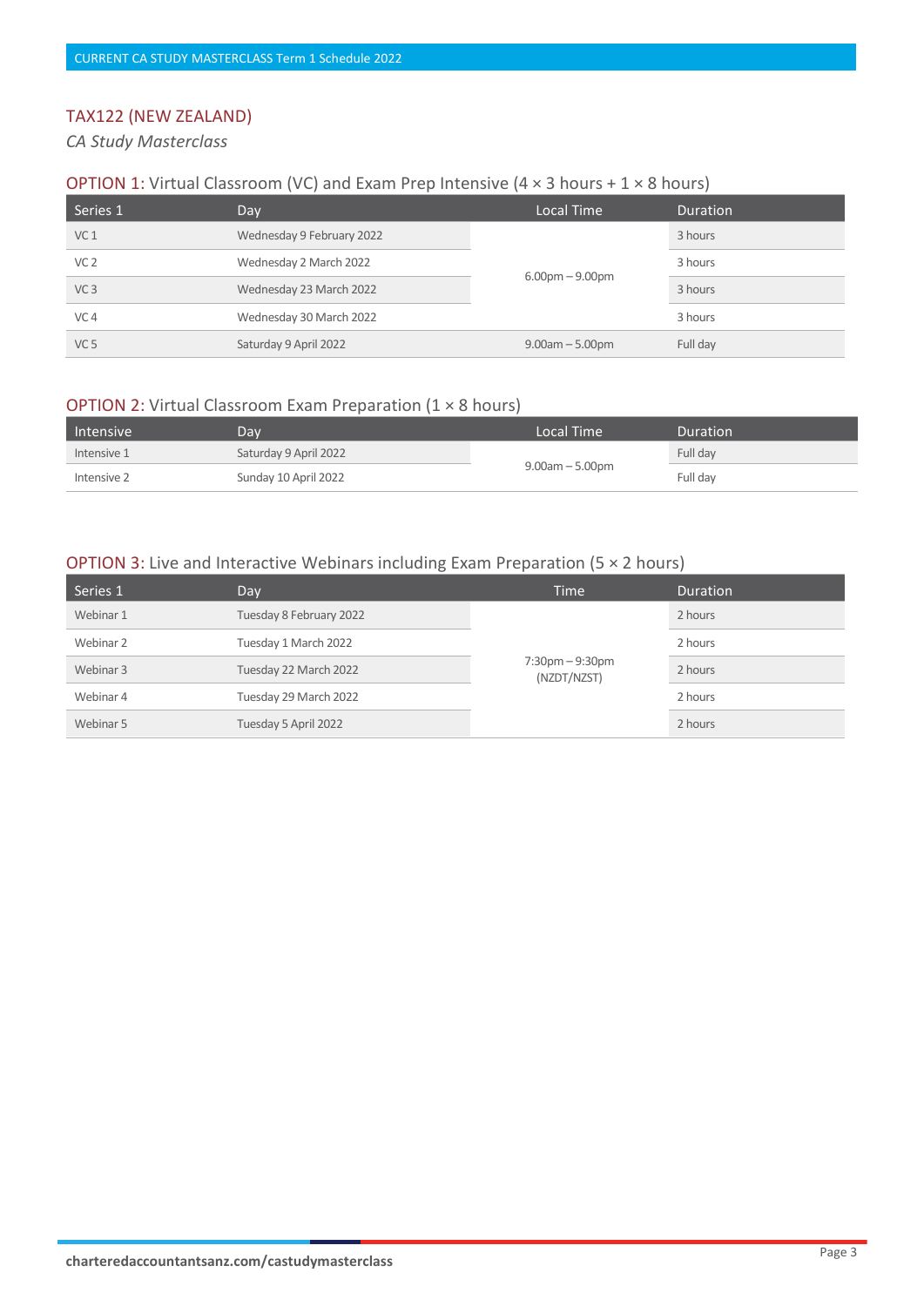## TAX122 (NEW ZEALAND)

*CA Study Masterclass*

### OPTION 1: Virtual Classroom (VC) and Exam Prep Intensive (4 × 3 hours + 1 × 8 hours)

| Series 1 | Day | Local Time | Duration |
|---|---|---|---|
| VC 1 | Wednesday 9 February 2022 | 6.00pm – 9.00pm | 3 hours |
| VC 2 | Wednesday 2 March 2022 | | 3 hours |
| VC 3 | Wednesday 23 March 2022 | | 3 hours |
| VC 4 | Wednesday 30 March 2022 | | 3 hours |
| VC 5 | Saturday 9 April 2022 | 9.00am – 5.00pm | Full day |

### OPTION 2: Virtual Classroom Exam Preparation (1 × 8 hours)

| Intensive | Day | Local Time | Duration |
|---|---|---|---|
| Intensive 1 | Saturday 9 April 2022 | 9.00am – 5.00pm | Full day |
| Intensive 2 | Sunday 10 April 2022 | | Full day |

### OPTION 3: Live and Interactive Webinars including Exam Preparation (5 × 2 hours)

| Series 1 | Day | Time | Duration |
|---|---|---|---|
| Webinar 1 | Tuesday 8 February 2022 | 7:30pm – 9:30pm (NZDT/NZST) | 2 hours |
| Webinar 2 | Tuesday 1 March 2022 | | 2 hours |
| Webinar 3 | Tuesday 22 March 2022 | | 2 hours |
| Webinar 4 | Tuesday 29 March 2022 | | 2 hours |
| Webinar 5 | Tuesday 5 April 2022 | | 2 hours |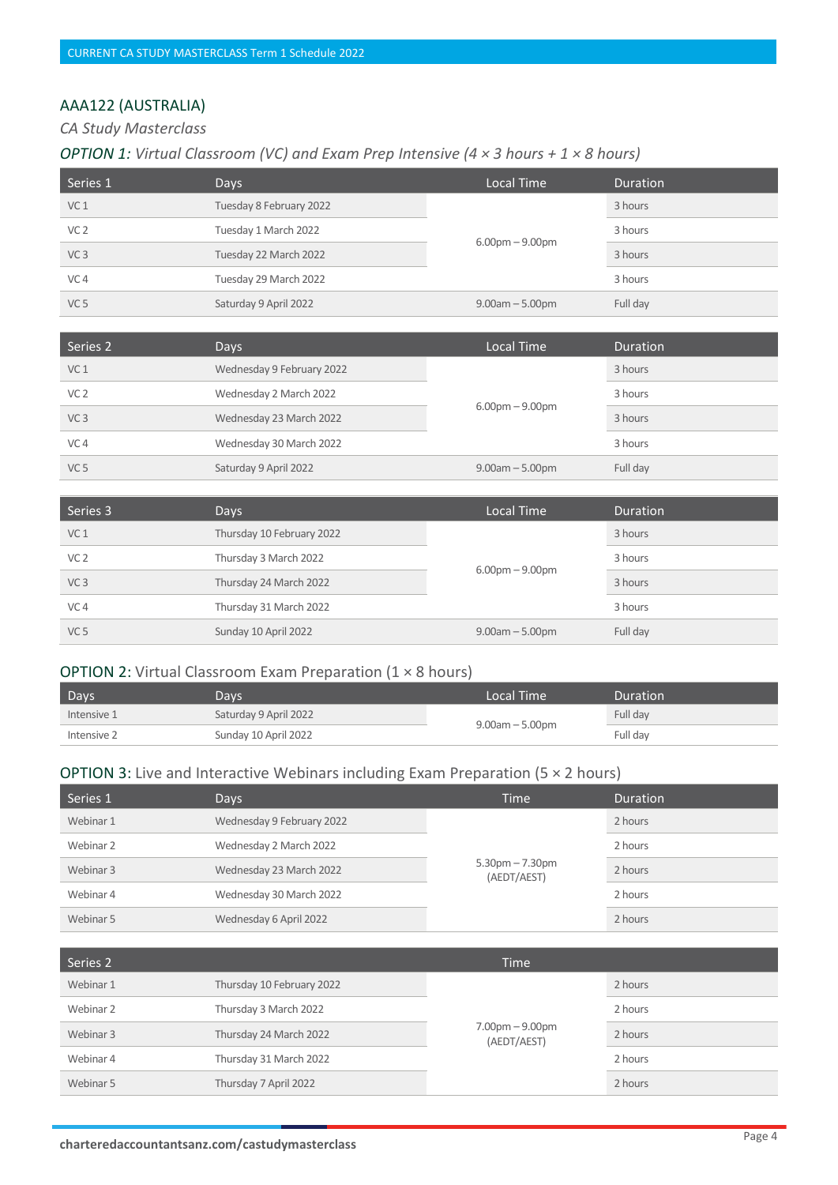CURRENT CA STUDY MASTERCLASS Term 1 Schedule 2022

## AAA122 (AUSTRALIA)

*CA Study Masterclass*

### *OPTION 1: Virtual Classroom (VC) and Exam Prep Intensive (4 × 3 hours + 1 × 8 hours)*

| Series 1 | Days | Local Time | Duration |
|---|---|---|---|
| VC 1 | Tuesday 8 February 2022 | 6.00pm – 9.00pm | 3 hours |
| VC 2 | Tuesday 1 March 2022 | | 3 hours |
| VC 3 | Tuesday 22 March 2022 | | 3 hours |
| VC 4 | Tuesday 29 March 2022 | | 3 hours |
| VC 5 | Saturday 9 April 2022 | 9.00am – 5.00pm | Full day |

| Series 2 | Days | Local Time | Duration |
|---|---|---|---|
| VC 1 | Wednesday 9 February 2022 | 6.00pm – 9.00pm | 3 hours |
| VC 2 | Wednesday 2 March 2022 | | 3 hours |
| VC 3 | Wednesday 23 March 2022 | | 3 hours |
| VC 4 | Wednesday 30 March 2022 | | 3 hours |
| VC 5 | Saturday 9 April 2022 | 9.00am – 5.00pm | Full day |

| Series 3 | Days | Local Time | Duration |
|---|---|---|---|
| VC 1 | Thursday 10 February 2022 | 6.00pm – 9.00pm | 3 hours |
| VC 2 | Thursday 3 March 2022 | | 3 hours |
| VC 3 | Thursday 24 March 2022 | | 3 hours |
| VC 4 | Thursday 31 March 2022 | | 3 hours |
| VC 5 | Sunday 10 April 2022 | 9.00am – 5.00pm | Full day |

### OPTION 2: Virtual Classroom Exam Preparation (1 × 8 hours)

| Days | Days | Local Time | Duration |
|---|---|---|---|
| Intensive 1 | Saturday 9 April 2022 | 9.00am – 5.00pm | Full day |
| Intensive 2 | Sunday 10 April 2022 | | Full day |

### OPTION 3: Live and Interactive Webinars including Exam Preparation (5 × 2 hours)

| Series 1 | Days | Time | Duration |
|---|---|---|---|
| Webinar 1 | Wednesday 9 February 2022 | 5.30pm – 7.30pm (AEDT/AEST) | 2 hours |
| Webinar 2 | Wednesday 2 March 2022 | | 2 hours |
| Webinar 3 | Wednesday 23 March 2022 | | 2 hours |
| Webinar 4 | Wednesday 30 March 2022 | | 2 hours |
| Webinar 5 | Wednesday 6 April 2022 | | 2 hours |

| Series 2 | | Time | |
|---|---|---|---|
| Webinar 1 | Thursday 10 February 2022 | 7.00pm – 9.00pm (AEDT/AEST) | 2 hours |
| Webinar 2 | Thursday 3 March 2022 | | 2 hours |
| Webinar 3 | Thursday 24 March 2022 | | 2 hours |
| Webinar 4 | Thursday 31 March 2022 | | 2 hours |
| Webinar 5 | Thursday 7 April 2022 | | 2 hours |

charteredaccountantsanz.com/castudymasterclass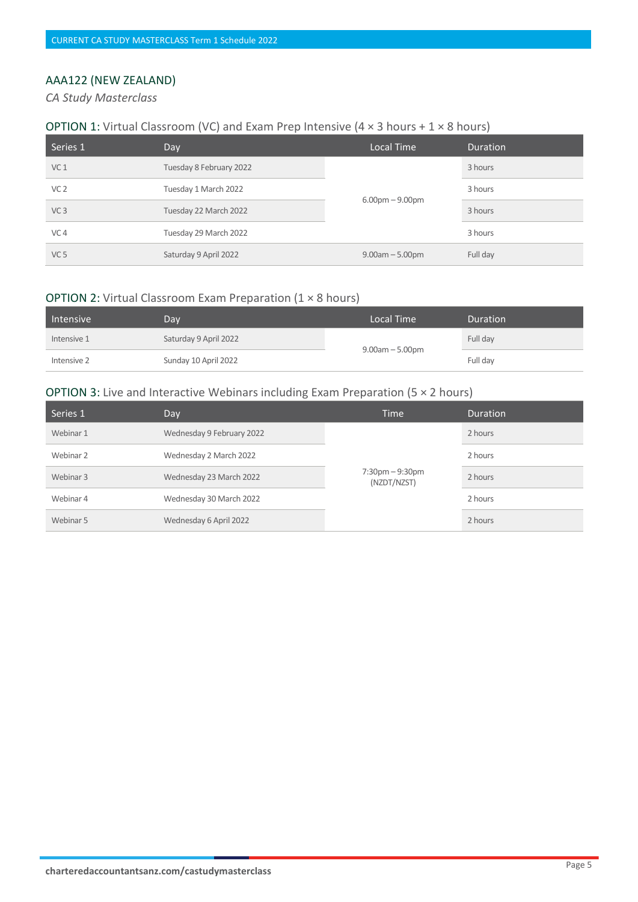## AAA122 (NEW ZEALAND)

*CA Study Masterclass*

### OPTION 1: Virtual Classroom (VC) and Exam Prep Intensive (4 × 3 hours + 1 × 8 hours)

| Series 1 | Day | Local Time | Duration |
|---|---|---|---|
| VC 1 | Tuesday 8 February 2022 | 6.00pm – 9.00pm | 3 hours |
| VC 2 | Tuesday 1 March 2022 | 6.00pm – 9.00pm | 3 hours |
| VC 3 | Tuesday 22 March 2022 | 6.00pm – 9.00pm | 3 hours |
| VC 4 | Tuesday 29 March 2022 | 6.00pm – 9.00pm | 3 hours |
| VC 5 | Saturday 9 April 2022 | 9.00am – 5.00pm | Full day |

### OPTION 2: Virtual Classroom Exam Preparation (1 × 8 hours)

| Intensive | Day | Local Time | Duration |
|---|---|---|---|
| Intensive 1 | Saturday 9 April 2022 | 9.00am – 5.00pm | Full day |
| Intensive 2 | Sunday 10 April 2022 | 9.00am – 5.00pm | Full day |

### OPTION 3: Live and Interactive Webinars including Exam Preparation (5 × 2 hours)

| Series 1 | Day | Time | Duration |
|---|---|---|---|
| Webinar 1 | Wednesday 9 February 2022 | 7:30pm – 9:30pm (NZDT/NZST) | 2 hours |
| Webinar 2 | Wednesday 2 March 2022 | 7:30pm – 9:30pm (NZDT/NZST) | 2 hours |
| Webinar 3 | Wednesday 23 March 2022 | 7:30pm – 9:30pm (NZDT/NZST) | 2 hours |
| Webinar 4 | Wednesday 30 March 2022 | 7:30pm – 9:30pm (NZDT/NZST) | 2 hours |
| Webinar 5 | Wednesday 6 April 2022 | 7:30pm – 9:30pm (NZDT/NZST) | 2 hours |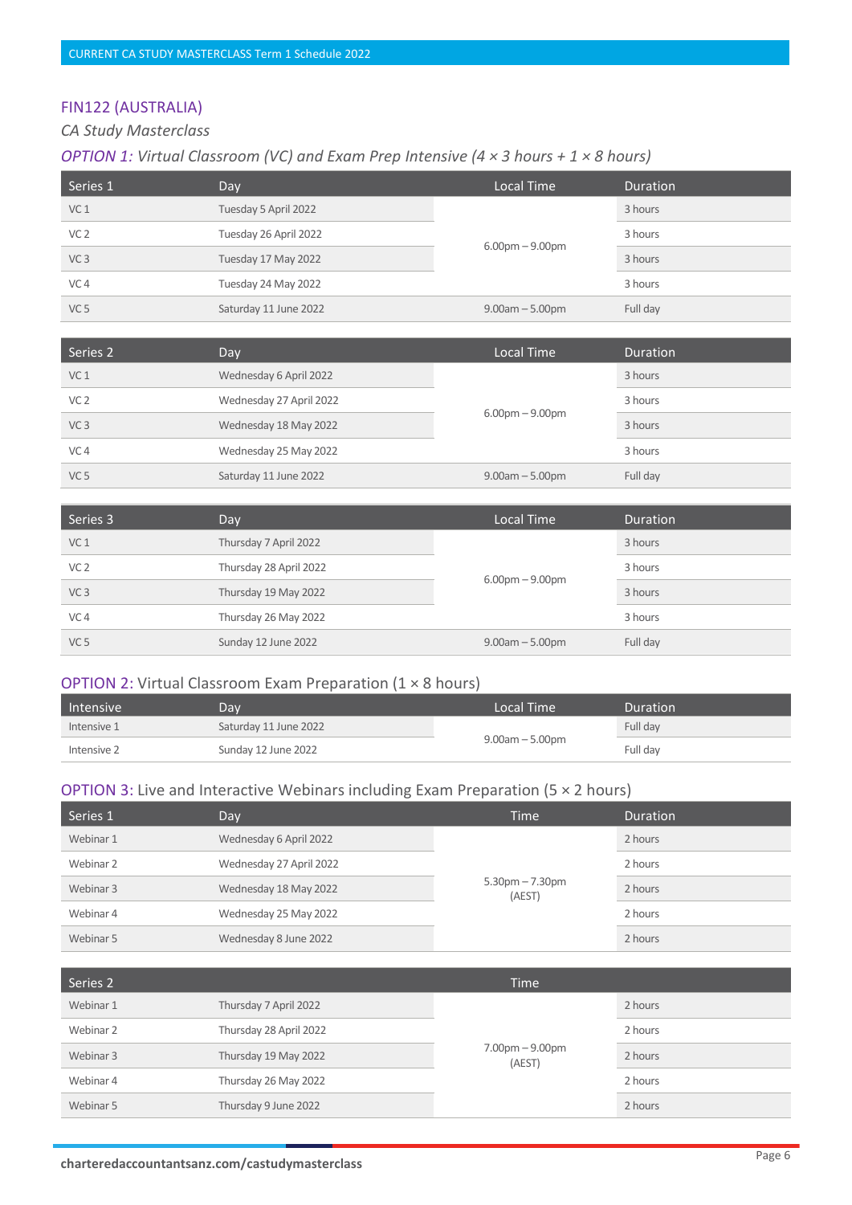## FIN122 (AUSTRALIA)

*CA Study Masterclass*

### *OPTION 1: Virtual Classroom (VC) and Exam Prep Intensive (4 × 3 hours + 1 × 8 hours)*

| Series 1 | Day | Local Time | Duration |
|---|---|---|---|
| VC 1 | Tuesday 5 April 2022 | 6.00pm – 9.00pm | 3 hours |
| VC 2 | Tuesday 26 April 2022 | | 3 hours |
| VC 3 | Tuesday 17 May 2022 | | 3 hours |
| VC 4 | Tuesday 24 May 2022 | | 3 hours |
| VC 5 | Saturday 11 June 2022 | 9.00am – 5.00pm | Full day |

| Series 2 | Day | Local Time | Duration |
|---|---|---|---|
| VC 1 | Wednesday 6 April 2022 | 6.00pm – 9.00pm | 3 hours |
| VC 2 | Wednesday 27 April 2022 | | 3 hours |
| VC 3 | Wednesday 18 May 2022 | | 3 hours |
| VC 4 | Wednesday 25 May 2022 | | 3 hours |
| VC 5 | Saturday 11 June 2022 | 9.00am – 5.00pm | Full day |

| Series 3 | Day | Local Time | Duration |
|---|---|---|---|
| VC 1 | Thursday 7 April 2022 | 6.00pm – 9.00pm | 3 hours |
| VC 2 | Thursday 28 April 2022 | | 3 hours |
| VC 3 | Thursday 19 May 2022 | | 3 hours |
| VC 4 | Thursday 26 May 2022 | | 3 hours |
| VC 5 | Sunday 12 June 2022 | 9.00am – 5.00pm | Full day |

### OPTION 2: Virtual Classroom Exam Preparation (1 × 8 hours)

| Intensive | Day | Local Time | Duration |
|---|---|---|---|
| Intensive 1 | Saturday 11 June 2022 | 9.00am – 5.00pm | Full day |
| Intensive 2 | Sunday 12 June 2022 | | Full day |

### OPTION 3: Live and Interactive Webinars including Exam Preparation (5 × 2 hours)

| Series 1 | Day | Time | Duration |
|---|---|---|---|
| Webinar 1 | Wednesday 6 April 2022 | 5.30pm – 7.30pm (AEST) | 2 hours |
| Webinar 2 | Wednesday 27 April 2022 | | 2 hours |
| Webinar 3 | Wednesday 18 May 2022 | | 2 hours |
| Webinar 4 | Wednesday 25 May 2022 | | 2 hours |
| Webinar 5 | Wednesday 8 June 2022 | | 2 hours |

| Series 2 | | Time | |
|---|---|---|---|
| Webinar 1 | Thursday 7 April 2022 | 7.00pm – 9.00pm (AEST) | 2 hours |
| Webinar 2 | Thursday 28 April 2022 | | 2 hours |
| Webinar 3 | Thursday 19 May 2022 | | 2 hours |
| Webinar 4 | Thursday 26 May 2022 | | 2 hours |
| Webinar 5 | Thursday 9 June 2022 | | 2 hours |

**charteredaccountantsanz.com/castudymasterclass**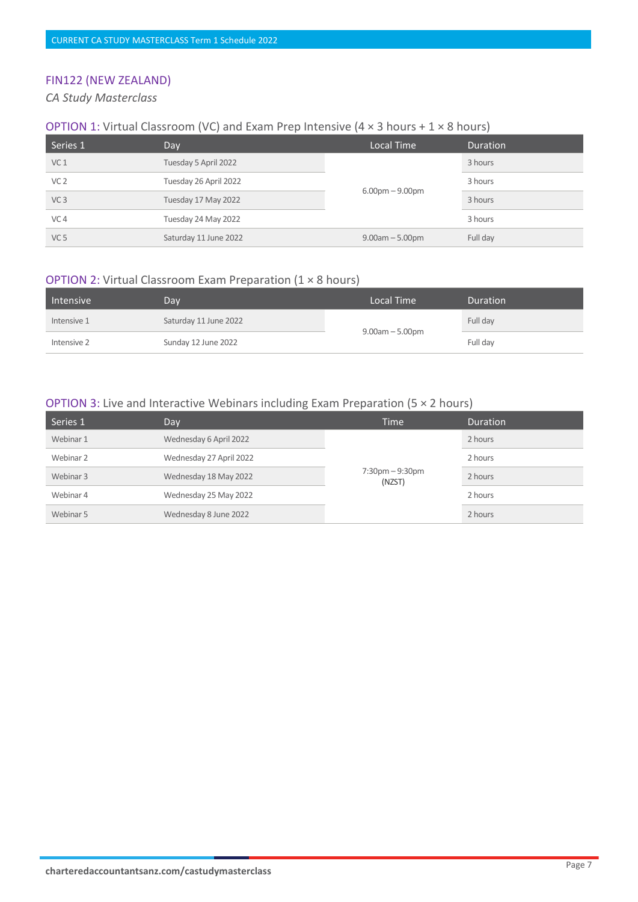## FIN122 (NEW ZEALAND)

*CA Study Masterclass*

### OPTION 1: Virtual Classroom (VC) and Exam Prep Intensive (4 × 3 hours + 1 × 8 hours)

| Series 1 | Day | Local Time | Duration |
|---|---|---|---|
| VC 1 | Tuesday 5 April 2022 | 6.00pm – 9.00pm | 3 hours |
| VC 2 | Tuesday 26 April 2022 | 6.00pm – 9.00pm | 3 hours |
| VC 3 | Tuesday 17 May 2022 | 6.00pm – 9.00pm | 3 hours |
| VC 4 | Tuesday 24 May 2022 | 6.00pm – 9.00pm | 3 hours |
| VC 5 | Saturday 11 June 2022 | 9.00am – 5.00pm | Full day |

### OPTION 2: Virtual Classroom Exam Preparation (1 × 8 hours)

| Intensive | Day | Local Time | Duration |
|---|---|---|---|
| Intensive 1 | Saturday 11 June 2022 | 9.00am – 5.00pm | Full day |
| Intensive 2 | Sunday 12 June 2022 | 9.00am – 5.00pm | Full day |

### OPTION 3: Live and Interactive Webinars including Exam Preparation (5 × 2 hours)

| Series 1 | Day | Time | Duration |
|---|---|---|---|
| Webinar 1 | Wednesday 6 April 2022 | 7:30pm – 9:30pm (NZST) | 2 hours |
| Webinar 2 | Wednesday 27 April 2022 | 7:30pm – 9:30pm (NZST) | 2 hours |
| Webinar 3 | Wednesday 18 May 2022 | 7:30pm – 9:30pm (NZST) | 2 hours |
| Webinar 4 | Wednesday 25 May 2022 | 7:30pm – 9:30pm (NZST) | 2 hours |
| Webinar 5 | Wednesday 8 June 2022 | 7:30pm – 9:30pm (NZST) | 2 hours |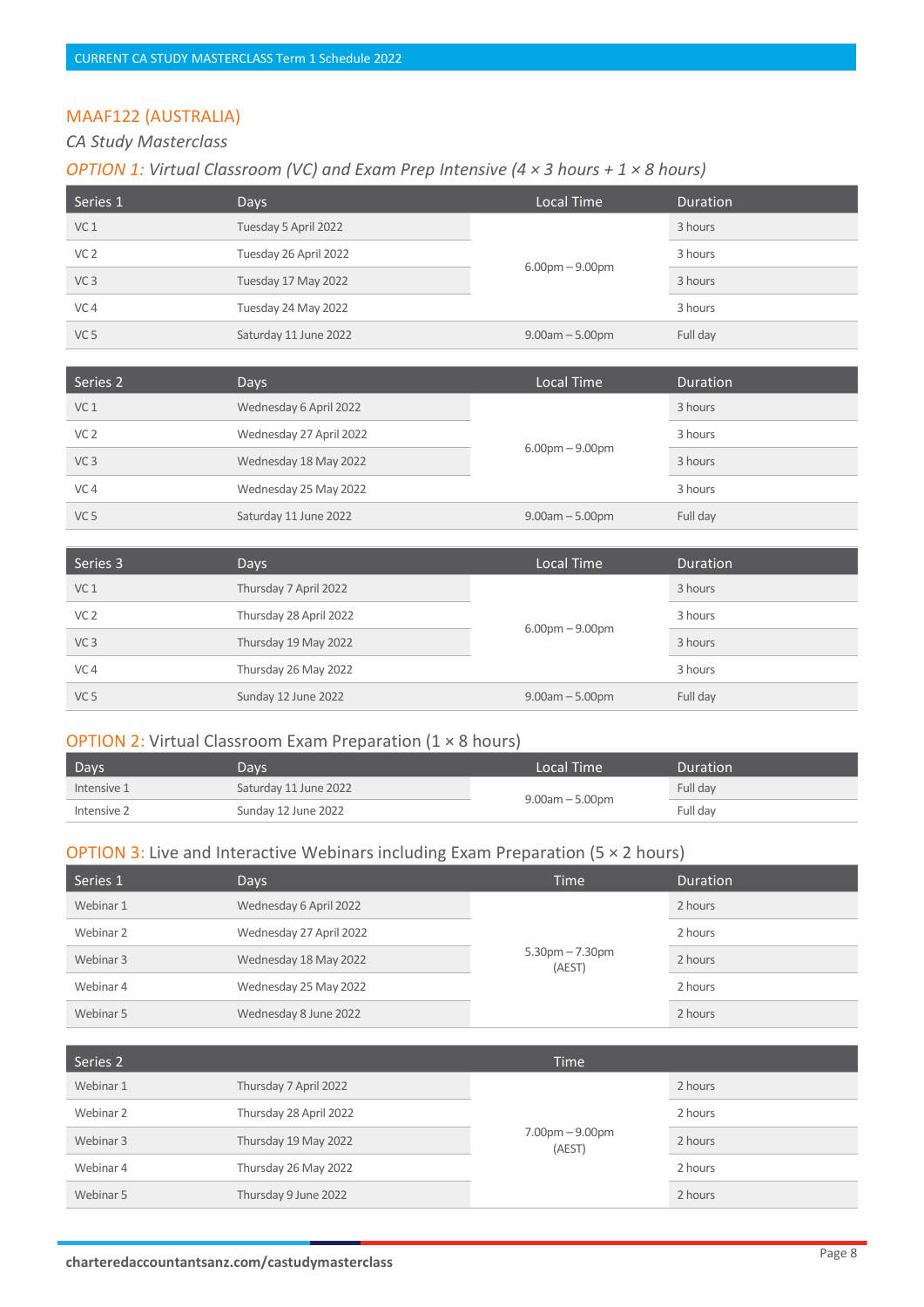## MAAF122 (AUSTRALIA)

*CA Study Masterclass*

### OPTION 1: *Virtual Classroom (VC) and Exam Prep Intensive (4 × 3 hours + 1 × 8 hours)*

| Series 1 | Days | Local Time | Duration |
|---|---|---|---|
| VC 1 | Tuesday 5 April 2022 | 6.00pm – 9.00pm | 3 hours |
| VC 2 | Tuesday 26 April 2022 | | 3 hours |
| VC 3 | Tuesday 17 May 2022 | | 3 hours |
| VC 4 | Tuesday 24 May 2022 | | 3 hours |
| VC 5 | Saturday 11 June 2022 | 9.00am – 5.00pm | Full day |

| Series 2 | Days | Local Time | Duration |
|---|---|---|---|
| VC 1 | Wednesday 6 April 2022 | 6.00pm – 9.00pm | 3 hours |
| VC 2 | Wednesday 27 April 2022 | | 3 hours |
| VC 3 | Wednesday 18 May 2022 | | 3 hours |
| VC 4 | Wednesday 25 May 2022 | | 3 hours |
| VC 5 | Saturday 11 June 2022 | 9.00am – 5.00pm | Full day |

| Series 3 | Days | Local Time | Duration |
|---|---|---|---|
| VC 1 | Thursday 7 April 2022 | 6.00pm – 9.00pm | 3 hours |
| VC 2 | Thursday 28 April 2022 | | 3 hours |
| VC 3 | Thursday 19 May 2022 | | 3 hours |
| VC 4 | Thursday 26 May 2022 | | 3 hours |
| VC 5 | Sunday 12 June 2022 | 9.00am – 5.00pm | Full day |

### OPTION 2: Virtual Classroom Exam Preparation (1 × 8 hours)

| Days | Days | Local Time | Duration |
|---|---|---|---|
| Intensive 1 | Saturday 11 June 2022 | 9.00am – 5.00pm | Full day |
| Intensive 2 | Sunday 12 June 2022 | | Full day |

### OPTION 3: Live and Interactive Webinars including Exam Preparation (5 × 2 hours)

| Series 1 | Days | Time | Duration |
|---|---|---|---|
| Webinar 1 | Wednesday 6 April 2022 | 5.30pm – 7.30pm (AEST) | 2 hours |
| Webinar 2 | Wednesday 27 April 2022 | | 2 hours |
| Webinar 3 | Wednesday 18 May 2022 | | 2 hours |
| Webinar 4 | Wednesday 25 May 2022 | | 2 hours |
| Webinar 5 | Wednesday 8 June 2022 | | 2 hours |

| Series 2 | | Time | |
|---|---|---|---|
| Webinar 1 | Thursday 7 April 2022 | 7.00pm – 9.00pm (AEST) | 2 hours |
| Webinar 2 | Thursday 28 April 2022 | | 2 hours |
| Webinar 3 | Thursday 19 May 2022 | | 2 hours |
| Webinar 4 | Thursday 26 May 2022 | | 2 hours |
| Webinar 5 | Thursday 9 June 2022 | | 2 hours |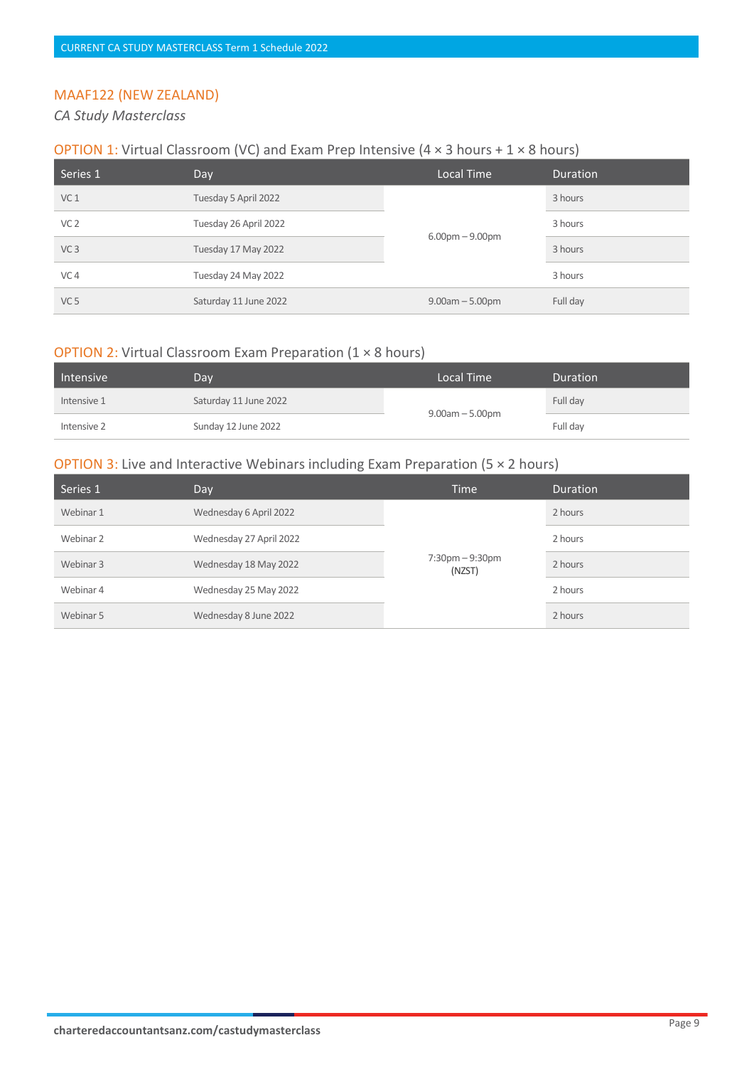## MAAF122 (NEW ZEALAND)

*CA Study Masterclass*

### OPTION 1: Virtual Classroom (VC) and Exam Prep Intensive (4 × 3 hours + 1 × 8 hours)

| Series 1 | Day | Local Time | Duration |
|---|---|---|---|
| VC 1 | Tuesday 5 April 2022 | 6.00pm – 9.00pm | 3 hours |
| VC 2 | Tuesday 26 April 2022 | | 3 hours |
| VC 3 | Tuesday 17 May 2022 | | 3 hours |
| VC 4 | Tuesday 24 May 2022 | | 3 hours |
| VC 5 | Saturday 11 June 2022 | 9.00am – 5.00pm | Full day |

### OPTION 2: Virtual Classroom Exam Preparation (1 × 8 hours)

| Intensive | Day | Local Time | Duration |
|---|---|---|---|
| Intensive 1 | Saturday 11 June 2022 | 9.00am – 5.00pm | Full day |
| Intensive 2 | Sunday 12 June 2022 | | Full day |

### OPTION 3: Live and Interactive Webinars including Exam Preparation (5 × 2 hours)

| Series 1 | Day | Time | Duration |
|---|---|---|---|
| Webinar 1 | Wednesday 6 April 2022 | 7:30pm – 9:30pm (NZST) | 2 hours |
| Webinar 2 | Wednesday 27 April 2022 | | 2 hours |
| Webinar 3 | Wednesday 18 May 2022 | | 2 hours |
| Webinar 4 | Wednesday 25 May 2022 | | 2 hours |
| Webinar 5 | Wednesday 8 June 2022 | | 2 hours |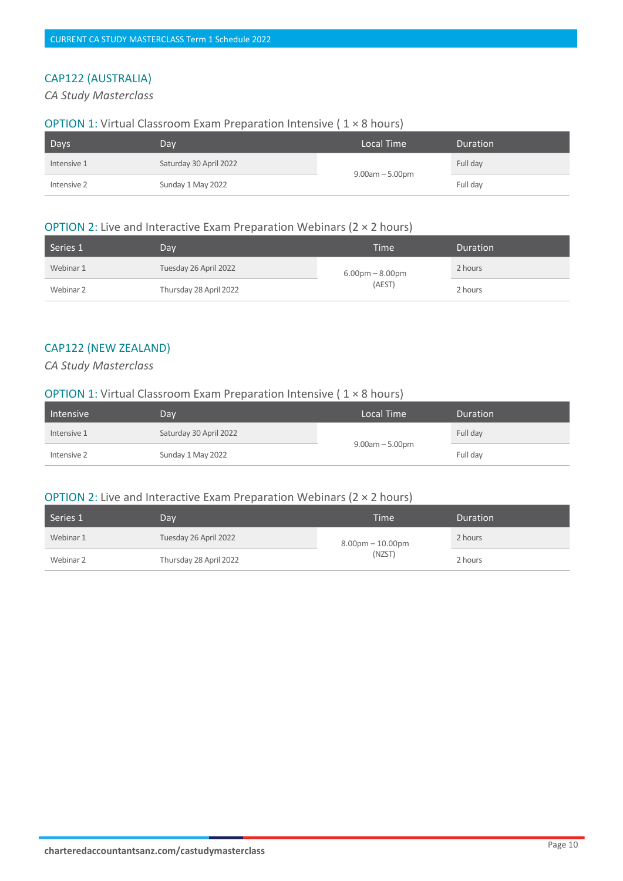CURRENT CA STUDY MASTERCLASS Term 1 Schedule 2022

## CAP122 (AUSTRALIA)

*CA Study Masterclass*

### OPTION 1: Virtual Classroom Exam Preparation Intensive ( 1 × 8 hours)

| Days | Day | Local Time | Duration |
|---|---|---|---|
| Intensive 1 | Saturday 30 April 2022 | 9.00am – 5.00pm | Full day |
| Intensive 2 | Sunday 1 May 2022 | | Full day |

### OPTION 2: Live and Interactive Exam Preparation Webinars (2 × 2 hours)

| Series 1 | Day | Time | Duration |
|---|---|---|---|
| Webinar 1 | Tuesday 26 April 2022 | 6.00pm – 8.00pm (AEST) | 2 hours |
| Webinar 2 | Thursday 28 April 2022 | | 2 hours |

## CAP122 (NEW ZEALAND)

*CA Study Masterclass*

### OPTION 1: Virtual Classroom Exam Preparation Intensive ( 1 × 8 hours)

| Intensive | Day | Local Time | Duration |
|---|---|---|---|
| Intensive 1 | Saturday 30 April 2022 | 9.00am – 5.00pm | Full day |
| Intensive 2 | Sunday 1 May 2022 | | Full day |

### OPTION 2: Live and Interactive Exam Preparation Webinars (2 × 2 hours)

| Series 1 | Day | Time | Duration |
|---|---|---|---|
| Webinar 1 | Tuesday 26 April 2022 | 8.00pm – 10.00pm (NZST) | 2 hours |
| Webinar 2 | Thursday 28 April 2022 | | 2 hours |

charteredaccountantsanz.com/castudymasterclass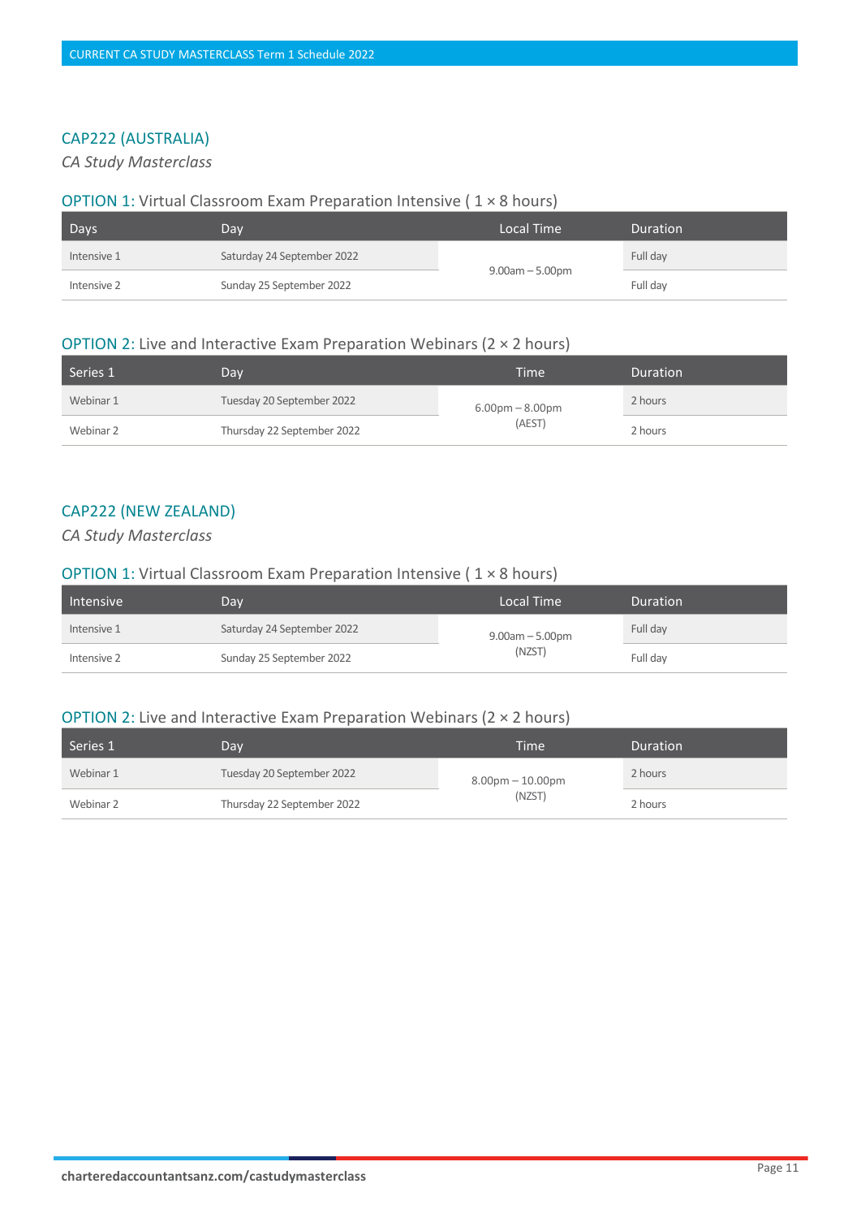## CAP222 (AUSTRALIA)

*CA Study Masterclass*

### OPTION 1: Virtual Classroom Exam Preparation Intensive ( 1 × 8 hours)

| Days | Day | Local Time | Duration |
|---|---|---|---|
| Intensive 1 | Saturday 24 September 2022 | 9.00am – 5.00pm | Full day |
| Intensive 2 | Sunday 25 September 2022 | | Full day |

### OPTION 2: Live and Interactive Exam Preparation Webinars (2 × 2 hours)

| Series 1 | Day | Time | Duration |
|---|---|---|---|
| Webinar 1 | Tuesday 20 September 2022 | 6.00pm – 8.00pm (AEST) | 2 hours |
| Webinar 2 | Thursday 22 September 2022 | | 2 hours |

## CAP222 (NEW ZEALAND)

*CA Study Masterclass*

### OPTION 1: Virtual Classroom Exam Preparation Intensive ( 1 × 8 hours)

| Intensive | Day | Local Time | Duration |
|---|---|---|---|
| Intensive 1 | Saturday 24 September 2022 | 9.00am – 5.00pm (NZST) | Full day |
| Intensive 2 | Sunday 25 September 2022 | | Full day |

### OPTION 2: Live and Interactive Exam Preparation Webinars (2 × 2 hours)

| Series 1 | Day | Time | Duration |
|---|---|---|---|
| Webinar 1 | Tuesday 20 September 2022 | 8.00pm – 10.00pm (NZST) | 2 hours |
| Webinar 2 | Thursday 22 September 2022 | | 2 hours |